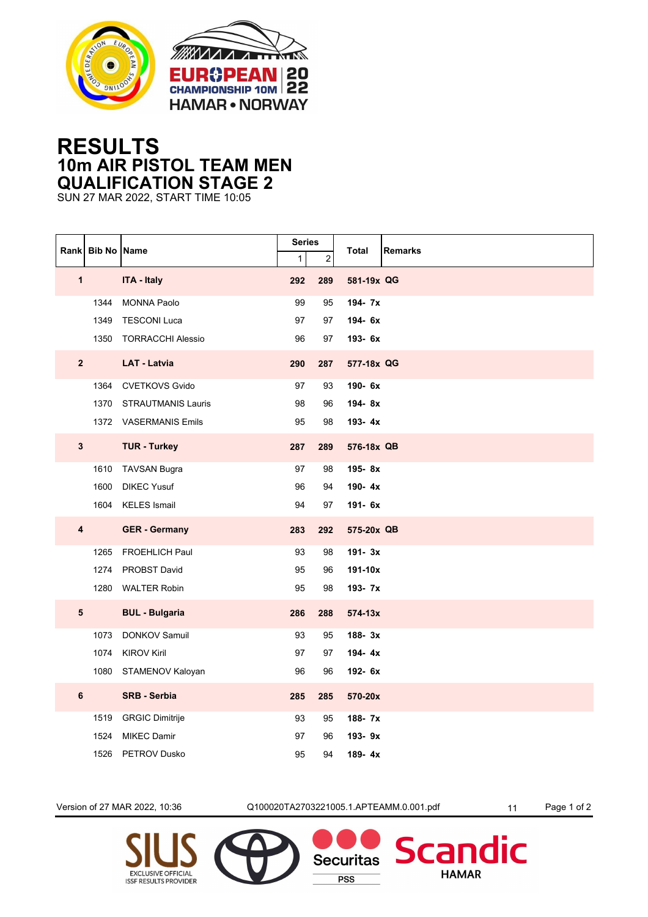EUROPEAN CHAMPIONSHIP 10M 2022
HAMAR • NORWAY

# RESULTS
## 10m AIR PISTOL TEAM MEN
## QUALIFICATION STAGE 2

SUN 27 MAR 2022, START TIME 10:05

| Rank | Bib No | Name | Series 1 | Series 2 | Total | Remarks |
|---|---|---|---|---|---|---|
| **1** | | **ITA - Italy** | **292** | **289** | **581-19x** | **QG** |
| | 1344 | MONNA Paolo | 99 | 95 | **194- 7x** | |
| | 1349 | TESCONI Luca | 97 | 97 | **194- 6x** | |
| | 1350 | TORRACCHI Alessio | 96 | 97 | **193- 6x** | |
| **2** | | **LAT - Latvia** | **290** | **287** | **577-18x** | **QG** |
| | 1364 | CVETKOVS Gvido | 97 | 93 | **190- 6x** | |
| | 1370 | STRAUTMANIS Lauris | 98 | 96 | **194- 8x** | |
| | 1372 | VASERMANIS Emils | 95 | 98 | **193- 4x** | |
| **3** | | **TUR - Turkey** | **287** | **289** | **576-18x** | **QB** |
| | 1610 | TAVSAN Bugra | 97 | 98 | **195- 8x** | |
| | 1600 | DIKEC Yusuf | 96 | 94 | **190- 4x** | |
| | 1604 | KELES Ismail | 94 | 97 | **191- 6x** | |
| **4** | | **GER - Germany** | **283** | **292** | **575-20x** | **QB** |
| | 1265 | FROEHLICH Paul | 93 | 98 | **191- 3x** | |
| | 1274 | PROBST David | 95 | 96 | **191-10x** | |
| | 1280 | WALTER Robin | 95 | 98 | **193- 7x** | |
| **5** | | **BUL - Bulgaria** | **286** | **288** | **574-13x** | |
| | 1073 | DONKOV Samuil | 93 | 95 | **188- 3x** | |
| | 1074 | KIROV Kiril | 97 | 97 | **194- 4x** | |
| | 1080 | STAMENOV Kaloyan | 96 | 96 | **192- 6x** | |
| **6** | | **SRB - Serbia** | **285** | **285** | **570-20x** | |
| | 1519 | GRGIC Dimitrije | 93 | 95 | **188- 7x** | |
| | 1524 | MIKEC Damir | 97 | 96 | **193- 9x** | |
| | 1526 | PETROV Dusko | 95 | 94 | **189- 4x** | |

Version of 27 MAR 2022, 10:36 Q100020TA2703221005.1.APTEAMM.0.001.pdf 11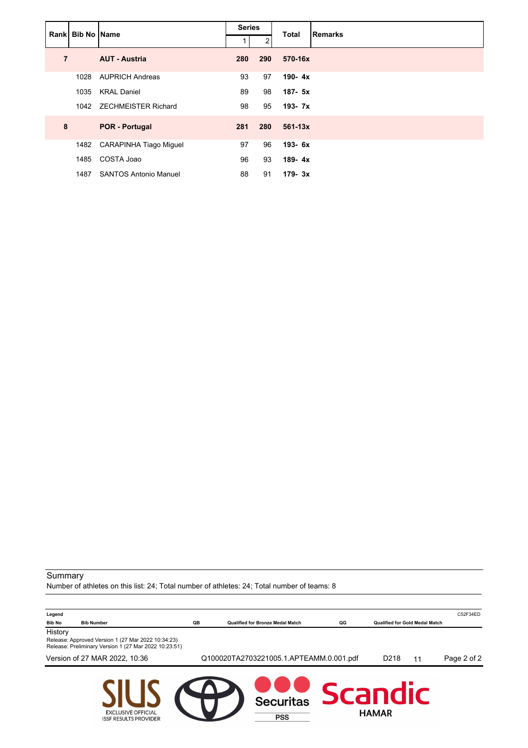| Rank | Bib No | Name | Series 1 | Series 2 | Total | Remarks |
|---|---|---|---|---|---|---|
| **7** | | **AUT - Austria** | **280** | **290** | **570-16x** | |
| | 1028 | AUPRICH Andreas | 93 | 97 | **190- 4x** | |
| | 1035 | KRAL Daniel | 89 | 98 | **187- 5x** | |
| | 1042 | ZECHMEISTER Richard | 98 | 95 | **193- 7x** | |
| **8** | | **POR - Portugal** | **281** | **280** | **561-13x** | |
| | 1482 | CARAPINHA Tiago Miguel | 97 | 96 | **193- 6x** | |
| | 1485 | COSTA Joao | 96 | 93 | **189- 4x** | |
| | 1487 | SANTOS Antonio Manuel | 88 | 91 | **179- 3x** | |

Summary

Number of athletes on this list: 24; Total number of athletes: 24; Total number of teams: 8

**Legend**

| | | | |
|---|---|---|---|
| **Bib No** | **Bib Number** | **QB** | **Qualified for Bronze Medal Match** |
| **QG** | **Qualified for Gold Medal Match** | | |

C52F34ED

History

Release: Approved Version 1 (27 Mar 2022 10:34:23)

Release: Preliminary Version 1 (27 Mar 2022 10:23:51)

Version of 27 MAR 2022, 10:36 Q100020TA2703221005.1.APTEAMM.0.001.pdf D218 11

SIUS EXCLUSIVE OFFICIAL ISSF RESULTS PROVIDER

Securitas PSS

Scandic HAMAR